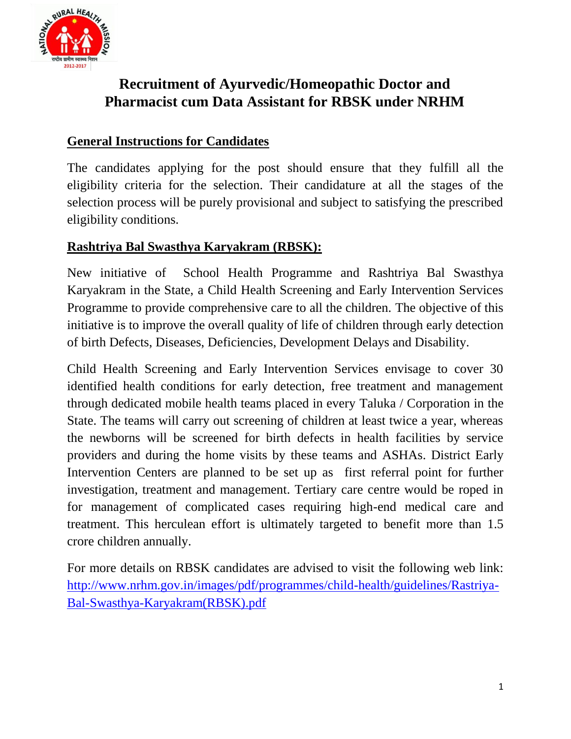# Recruitment of Ayurvedic/Homeopathic Doctor and Pharmacist cum Data Assistant for RBSK under NRHM

## General Instructions for Candidates

The candidates applying for the post should ensure that they fulfill all the eligibility criteria for the selection. Their candidature at all the stages of the selection process will be purely provisional and subject to satisfying the prescribed eligibility conditions.

## Rashtriya Bal Swasthya Karyakram (RBSK):

New initiative of School Health Programme and Rashtriya Bal Swasthya Karyakram in the State, a Child Health Screening and Early Intervention Services Programme to provide comprehensive care to all the children. The objective of this initiative is to improve the overall quality of life of children through early detection of birth Defects, Diseases, Deficiencies, Development Delays and Disability.

Child Health Screening and Early Intervention Services envisage to cover 30 identified health conditions for early detection, free treatment and management through dedicated mobile health teams placed in every Taluka / Corporation in the State. The teams will carry out screening of children at least twice a year, whereas the newborns will be screened for birth defects in health facilities by service providers and during the home visits by these teams and ASHAs. District Early Intervention Centers are planned to be set up as first referral point for further investigation, treatment and management. Tertiary care centre would be roped in for management of complicated cases requiring high-end medical care and treatment. This herculean effort is ultimately targeted to benefit more than 1.5 crore children annually.

For more details on RBSK candidates are advised to visit the following web link: http://www.nrhm.gov.in/images/pdf/programmes/child-health/guidelines/Rastriya-Bal-Swasthya-Karyakram(RBSK).pdf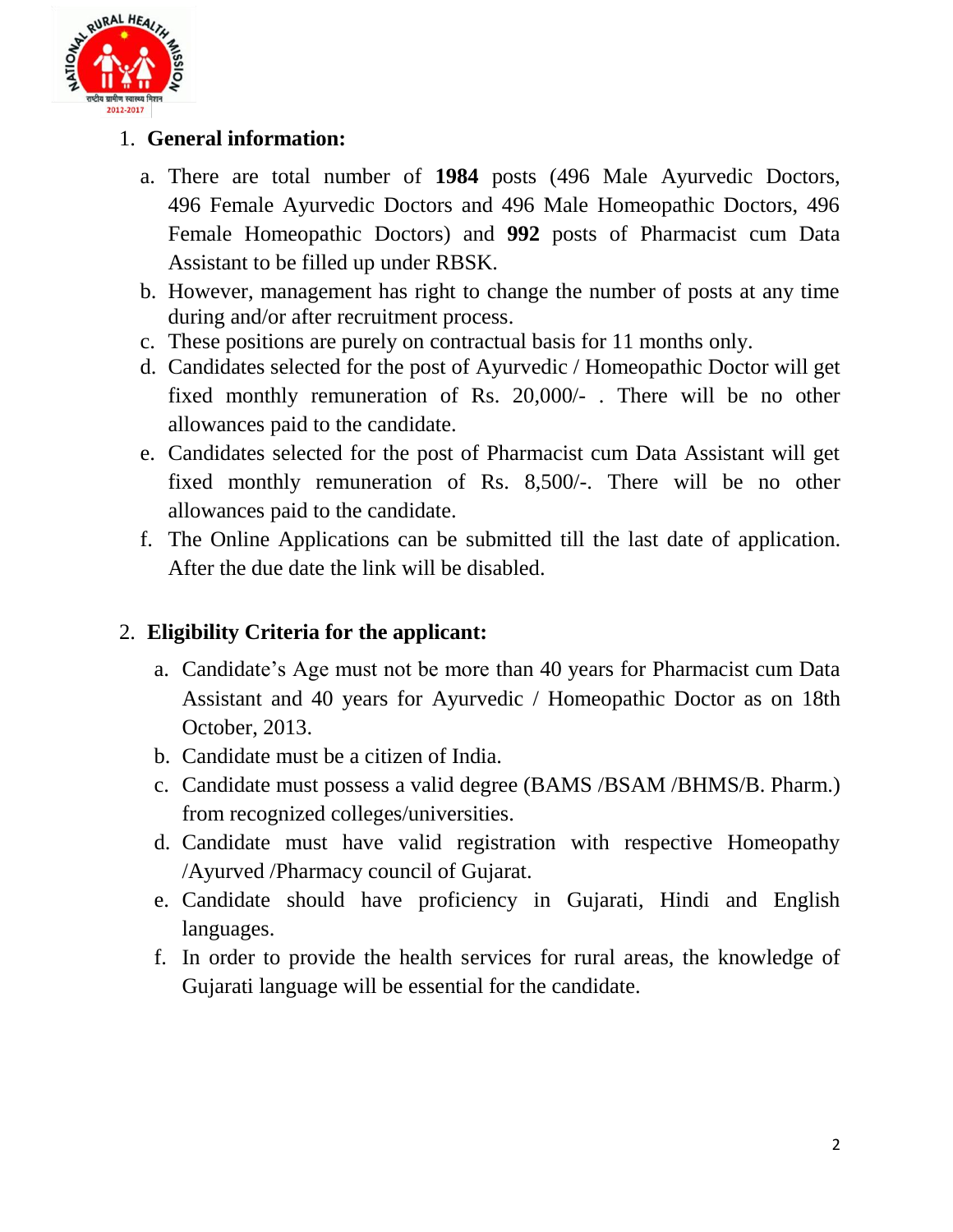1. **General information:**

   a. There are total number of **1984** posts (496 Male Ayurvedic Doctors, 496 Female Ayurvedic Doctors and 496 Male Homeopathic Doctors, 496 Female Homeopathic Doctors) and **992** posts of Pharmacist cum Data Assistant to be filled up under RBSK.

   b. However, management has right to change the number of posts at any time during and/or after recruitment process.

   c. These positions are purely on contractual basis for 11 months only.

   d. Candidates selected for the post of Ayurvedic / Homeopathic Doctor will get fixed monthly remuneration of Rs. 20,000/- . There will be no other allowances paid to the candidate.

   e. Candidates selected for the post of Pharmacist cum Data Assistant will get fixed monthly remuneration of Rs. 8,500/-. There will be no other allowances paid to the candidate.

   f. The Online Applications can be submitted till the last date of application. After the due date the link will be disabled.

2. **Eligibility Criteria for the applicant:**

   a. Candidate's Age must not be more than 40 years for Pharmacist cum Data Assistant and 40 years for Ayurvedic / Homeopathic Doctor as on 18th October, 2013.

   b. Candidate must be a citizen of India.

   c. Candidate must possess a valid degree (BAMS /BSAM /BHMS/B. Pharm.) from recognized colleges/universities.

   d. Candidate must have valid registration with respective Homeopathy /Ayurved /Pharmacy council of Gujarat.

   e. Candidate should have proficiency in Gujarati, Hindi and English languages.

   f. In order to provide the health services for rural areas, the knowledge of Gujarati language will be essential for the candidate.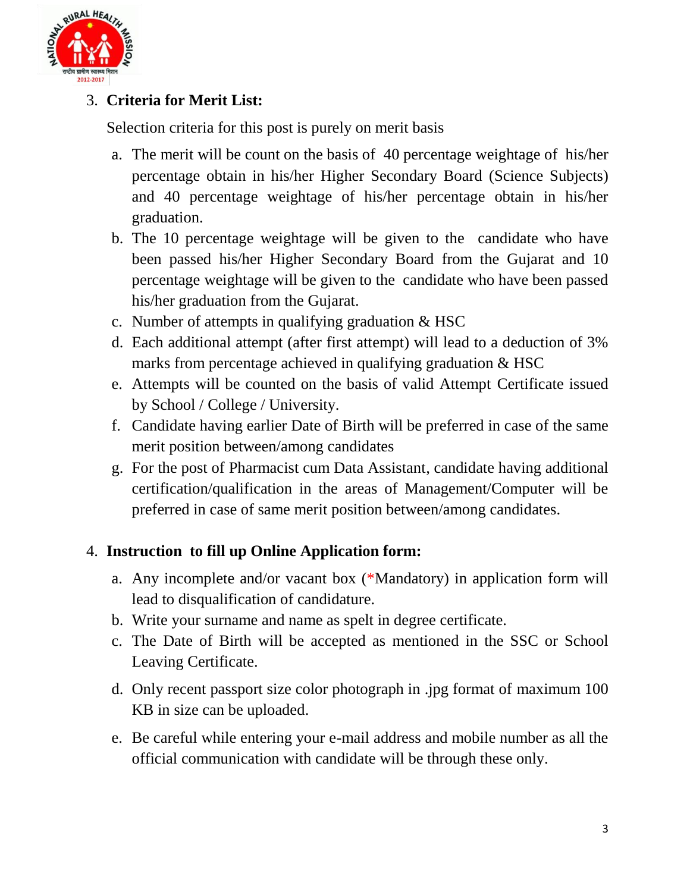3. **Criteria for Merit List:**

   Selection criteria for this post is purely on merit basis

   a. The merit will be count on the basis of 40 percentage weightage of his/her percentage obtain in his/her Higher Secondary Board (Science Subjects) and 40 percentage weightage of his/her percentage obtain in his/her graduation.
   b. The 10 percentage weightage will be given to the candidate who have been passed his/her Higher Secondary Board from the Gujarat and 10 percentage weightage will be given to the candidate who have been passed his/her graduation from the Gujarat.
   c. Number of attempts in qualifying graduation & HSC
   d. Each additional attempt (after first attempt) will lead to a deduction of 3% marks from percentage achieved in qualifying graduation & HSC
   e. Attempts will be counted on the basis of valid Attempt Certificate issued by School / College / University.
   f. Candidate having earlier Date of Birth will be preferred in case of the same merit position between/among candidates
   g. For the post of Pharmacist cum Data Assistant, candidate having additional certification/qualification in the areas of Management/Computer will be preferred in case of same merit position between/among candidates.

4. **Instruction to fill up Online Application form:**

   a. Any incomplete and/or vacant box (*Mandatory) in application form will lead to disqualification of candidature.
   b. Write your surname and name as spelt in degree certificate.
   c. The Date of Birth will be accepted as mentioned in the SSC or School Leaving Certificate.
   d. Only recent passport size color photograph in .jpg format of maximum 100 KB in size can be uploaded.
   e. Be careful while entering your e-mail address and mobile number as all the official communication with candidate will be through these only.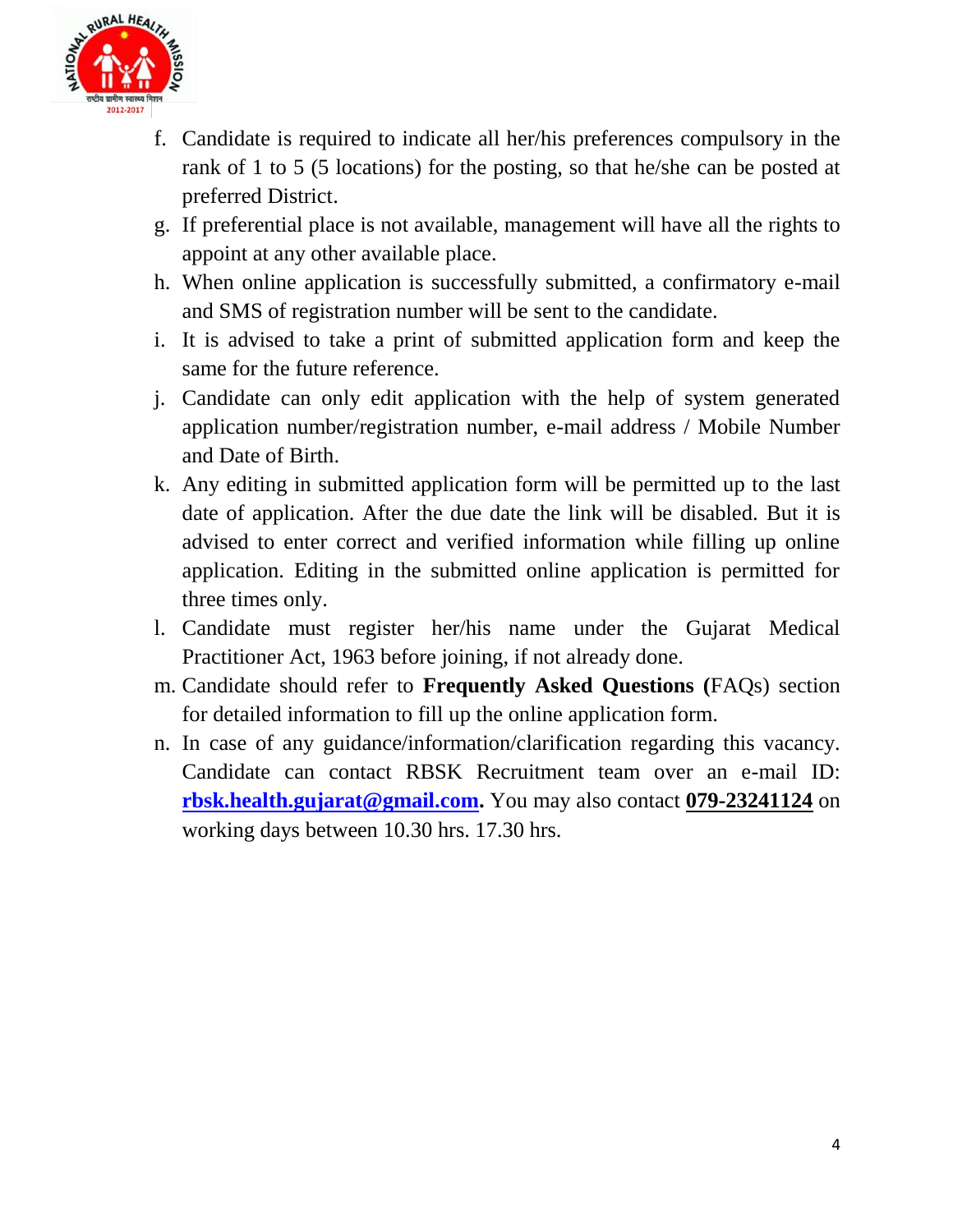f. Candidate is required to indicate all her/his preferences compulsory in the rank of 1 to 5 (5 locations) for the posting, so that he/she can be posted at preferred District.

g. If preferential place is not available, management will have all the rights to appoint at any other available place.

h. When online application is successfully submitted, a confirmatory e-mail and SMS of registration number will be sent to the candidate.

i. It is advised to take a print of submitted application form and keep the same for the future reference.

j. Candidate can only edit application with the help of system generated application number/registration number, e-mail address / Mobile Number and Date of Birth.

k. Any editing in submitted application form will be permitted up to the last date of application. After the due date the link will be disabled. But it is advised to enter correct and verified information while filling up online application. Editing in the submitted online application is permitted for three times only.

l. Candidate must register her/his name under the Gujarat Medical Practitioner Act, 1963 before joining, if not already done.

m. Candidate should refer to **Frequently Asked Questions (**FAQs) section for detailed information to fill up the online application form.

n. In case of any guidance/information/clarification regarding this vacancy. Candidate can contact RBSK Recruitment team over an e-mail ID: **rbsk.health.gujarat@gmail.com.** You may also contact **079-23241124** on working days between 10.30 hrs. 17.30 hrs.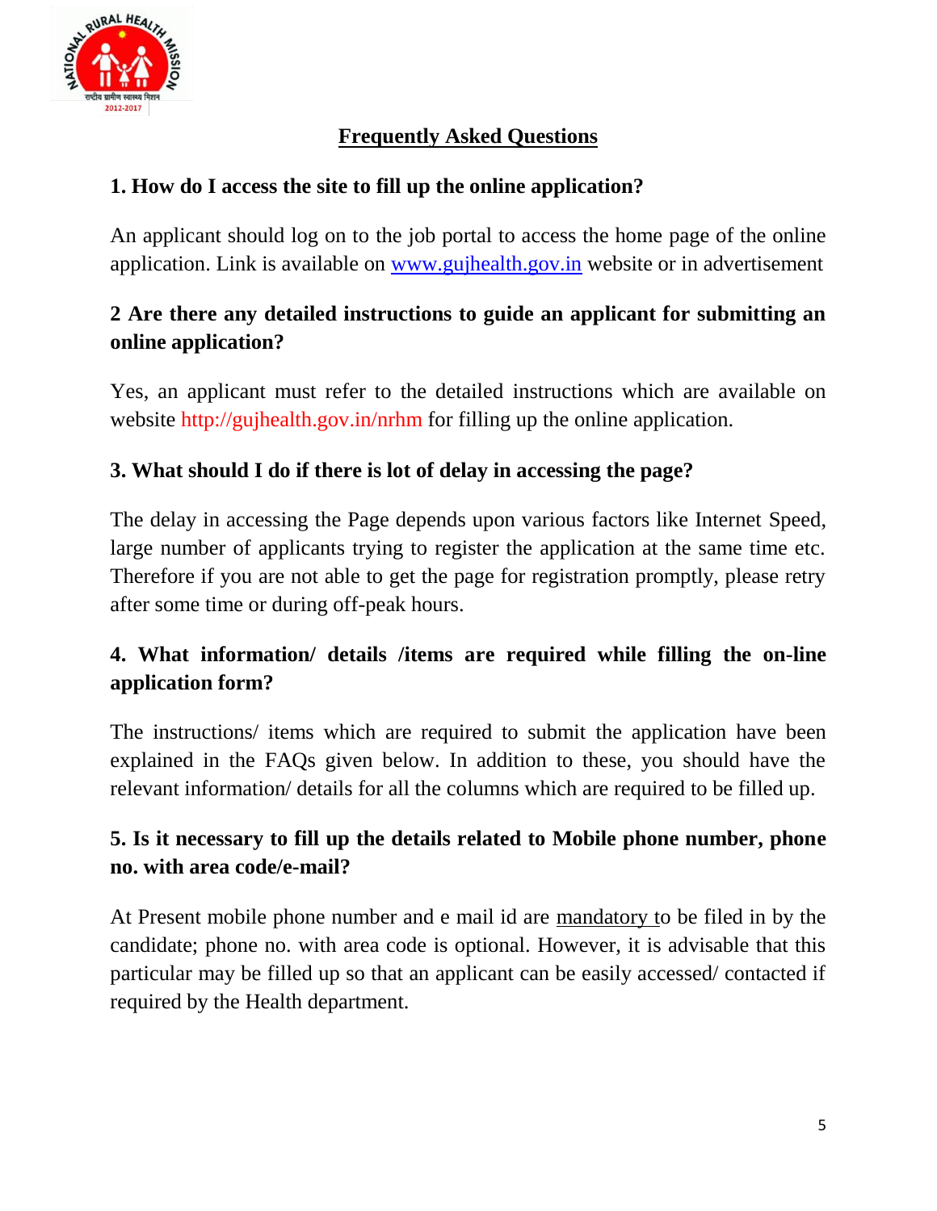## Frequently Asked Questions

### 1. How do I access the site to fill up the online application?

An applicant should log on to the job portal to access the home page of the online application. Link is available on www.gujhealth.gov.in website or in advertisement

### 2 Are there any detailed instructions to guide an applicant for submitting an online application?

Yes, an applicant must refer to the detailed instructions which are available on website http://gujhealth.gov.in/nrhm for filling up the online application.

### 3. What should I do if there is lot of delay in accessing the page?

The delay in accessing the Page depends upon various factors like Internet Speed, large number of applicants trying to register the application at the same time etc. Therefore if you are not able to get the page for registration promptly, please retry after some time or during off-peak hours.

### 4. What information/ details /items are required while filling the on-line application form?

The instructions/ items which are required to submit the application have been explained in the FAQs given below. In addition to these, you should have the relevant information/ details for all the columns which are required to be filled up.

### 5. Is it necessary to fill up the details related to Mobile phone number, phone no. with area code/e-mail?

At Present mobile phone number and e mail id are mandatory to be filed in by the candidate; phone no. with area code is optional. However, it is advisable that this particular may be filled up so that an applicant can be easily accessed/ contacted if required by the Health department.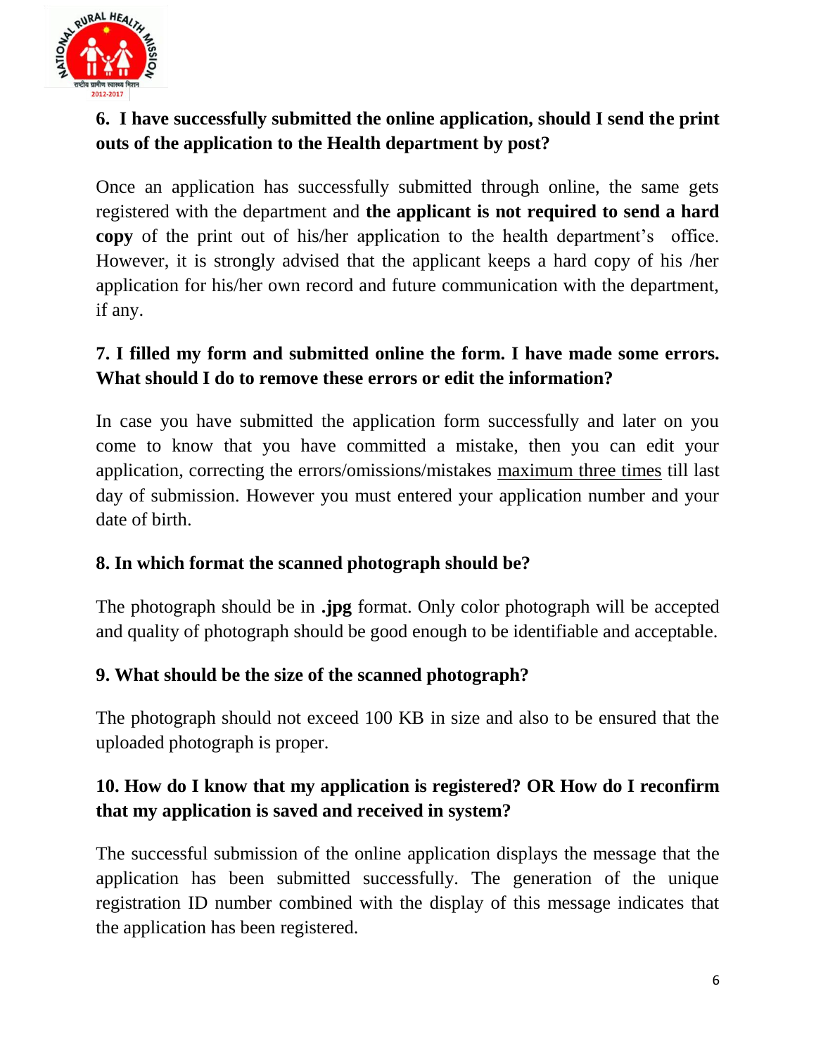**6. I have successfully submitted the online application, should I send the print outs of the application to the Health department by post?**

Once an application has successfully submitted through online, the same gets registered with the department and **the applicant is not required to send a hard copy** of the print out of his/her application to the health department's office. However, it is strongly advised that the applicant keeps a hard copy of his /her application for his/her own record and future communication with the department, if any.

**7. I filled my form and submitted online the form. I have made some errors. What should I do to remove these errors or edit the information?**

In case you have submitted the application form successfully and later on you come to know that you have committed a mistake, then you can edit your application, correcting the errors/omissions/mistakes <u>maximum three times</u> till last day of submission. However you must entered your application number and your date of birth.

**8. In which format the scanned photograph should be?**

The photograph should be in **.jpg** format. Only color photograph will be accepted and quality of photograph should be good enough to be identifiable and acceptable.

**9. What should be the size of the scanned photograph?**

The photograph should not exceed 100 KB in size and also to be ensured that the uploaded photograph is proper.

**10. How do I know that my application is registered? OR How do I reconfirm that my application is saved and received in system?**

The successful submission of the online application displays the message that the application has been submitted successfully. The generation of the unique registration ID number combined with the display of this message indicates that the application has been registered.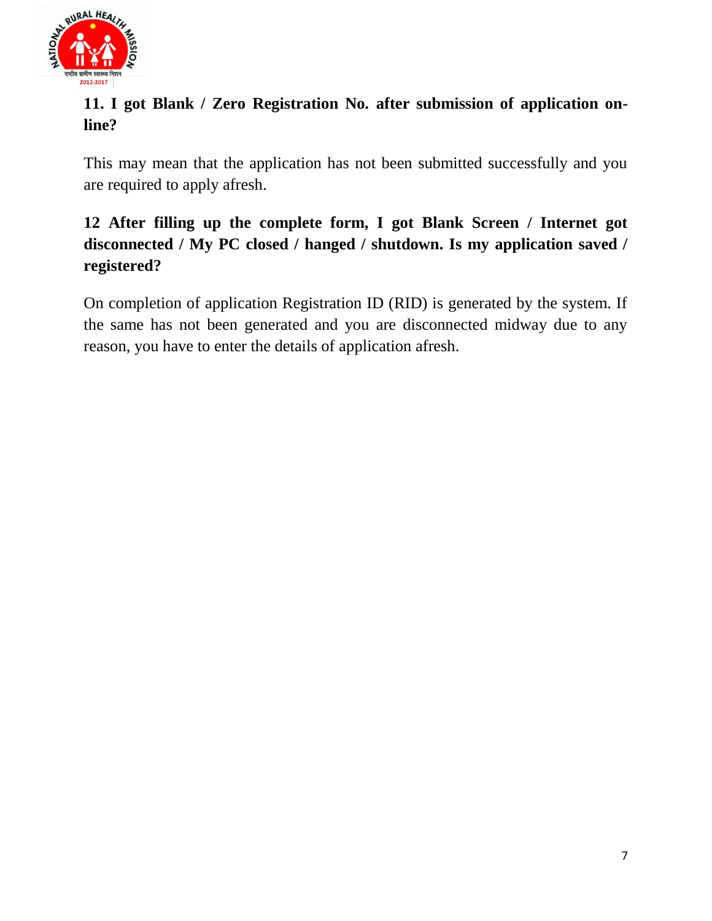### 11. I got Blank / Zero Registration No. after submission of application on-line?

This may mean that the application has not been submitted successfully and you are required to apply afresh.

### 12 After filling up the complete form, I got Blank Screen / Internet got disconnected / My PC closed / hanged / shutdown. Is my application saved / registered?

On completion of application Registration ID (RID) is generated by the system. If the same has not been generated and you are disconnected midway due to any reason, you have to enter the details of application afresh.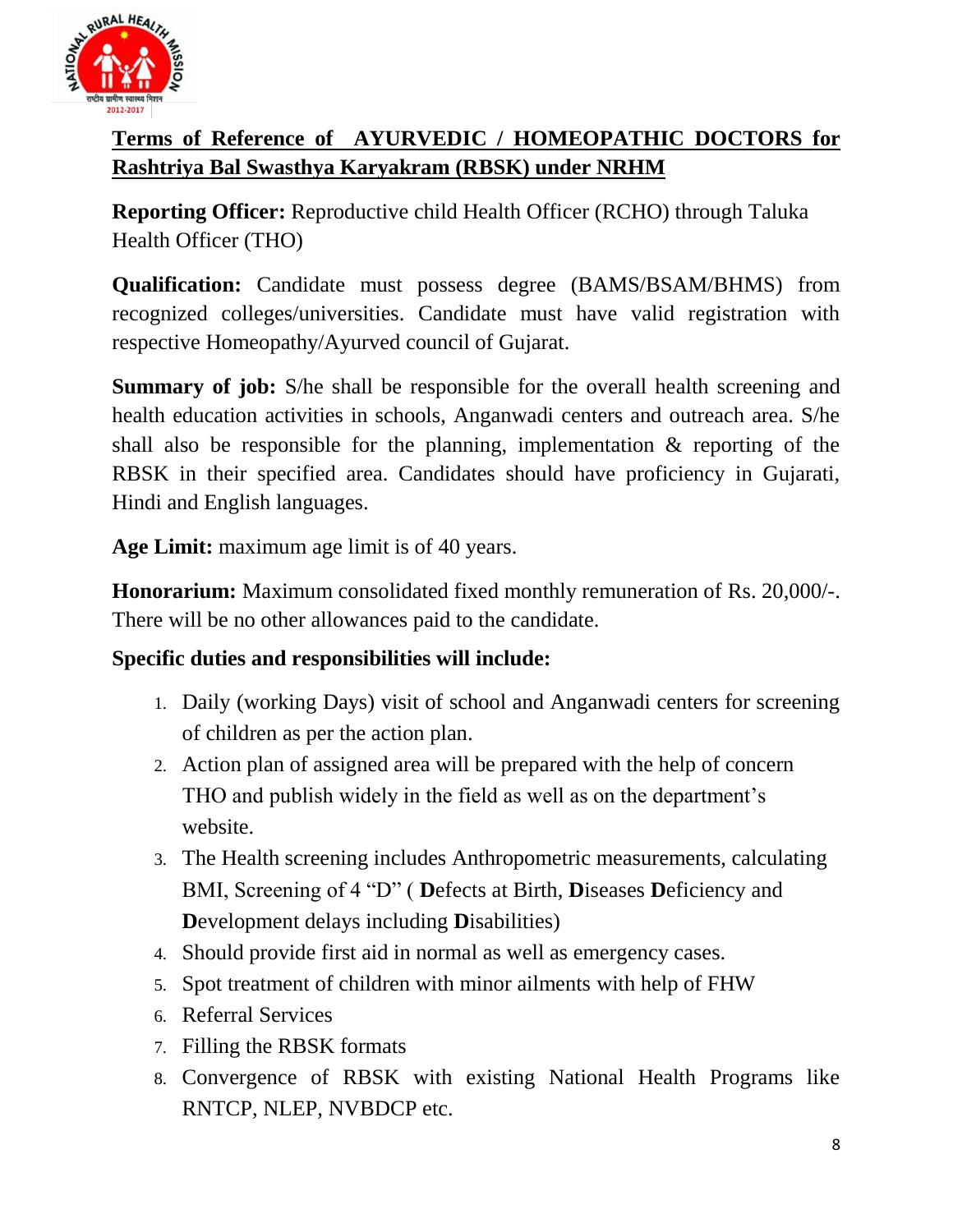## Terms of Reference of AYURVEDIC / HOMEOPATHIC DOCTORS for Rashtriya Bal Swasthya Karyakram (RBSK) under NRHM

**Reporting Officer:** Reproductive child Health Officer (RCHO) through Taluka Health Officer (THO)

**Qualification:** Candidate must possess degree (BAMS/BSAM/BHMS) from recognized colleges/universities. Candidate must have valid registration with respective Homeopathy/Ayurved council of Gujarat.

**Summary of job:** S/he shall be responsible for the overall health screening and health education activities in schools, Anganwadi centers and outreach area. S/he shall also be responsible for the planning, implementation & reporting of the RBSK in their specified area. Candidates should have proficiency in Gujarati, Hindi and English languages.

**Age Limit:** maximum age limit is of 40 years.

**Honorarium:** Maximum consolidated fixed monthly remuneration of Rs. 20,000/-. There will be no other allowances paid to the candidate.

**Specific duties and responsibilities will include:**

1. Daily (working Days) visit of school and Anganwadi centers for screening of children as per the action plan.
2. Action plan of assigned area will be prepared with the help of concern THO and publish widely in the field as well as on the department's website.
3. The Health screening includes Anthropometric measurements, calculating BMI, Screening of 4 "D" ( **D**efects at Birth, **D**iseases **D**eficiency and **D**evelopment delays including **D**isabilities)
4. Should provide first aid in normal as well as emergency cases.
5. Spot treatment of children with minor ailments with help of FHW
6. Referral Services
7. Filling the RBSK formats
8. Convergence of RBSK with existing National Health Programs like RNTCP, NLEP, NVBDCP etc.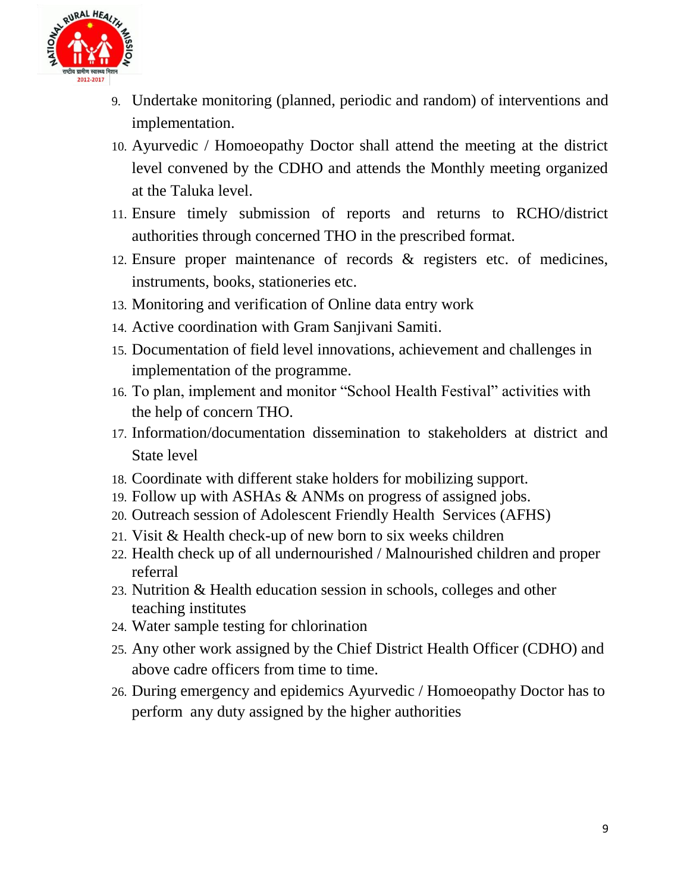9. Undertake monitoring (planned, periodic and random) of interventions and implementation.
10. Ayurvedic / Homoeopathy Doctor shall attend the meeting at the district level convened by the CDHO and attends the Monthly meeting organized at the Taluka level.
11. Ensure timely submission of reports and returns to RCHO/district authorities through concerned THO in the prescribed format.
12. Ensure proper maintenance of records & registers etc. of medicines, instruments, books, stationeries etc.
13. Monitoring and verification of Online data entry work
14. Active coordination with Gram Sanjivani Samiti.
15. Documentation of field level innovations, achievement and challenges in implementation of the programme.
16. To plan, implement and monitor "School Health Festival" activities with the help of concern THO.
17. Information/documentation dissemination to stakeholders at district and State level
18. Coordinate with different stake holders for mobilizing support.
19. Follow up with ASHAs & ANMs on progress of assigned jobs.
20. Outreach session of Adolescent Friendly Health Services (AFHS)
21. Visit & Health check-up of new born to six weeks children
22. Health check up of all undernourished / Malnourished children and proper referral
23. Nutrition & Health education session in schools, colleges and other teaching institutes
24. Water sample testing for chlorination
25. Any other work assigned by the Chief District Health Officer (CDHO) and above cadre officers from time to time.
26. During emergency and epidemics Ayurvedic / Homoeopathy Doctor has to perform any duty assigned by the higher authorities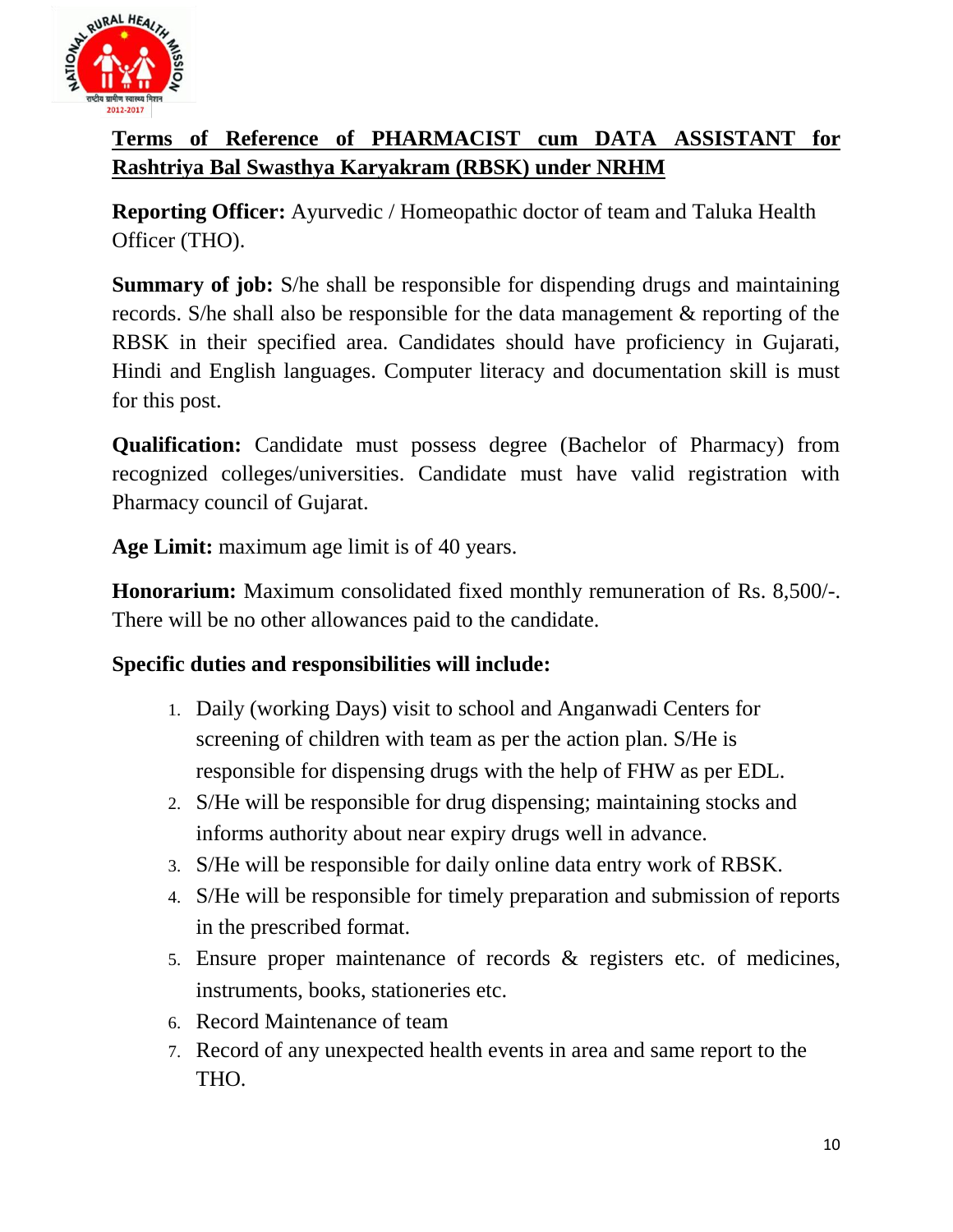## Terms of Reference of PHARMACIST cum DATA ASSISTANT for Rashtriya Bal Swasthya Karyakram (RBSK) under NRHM

**Reporting Officer:** Ayurvedic / Homeopathic doctor of team and Taluka Health Officer (THO).

**Summary of job:** S/he shall be responsible for dispending drugs and maintaining records. S/he shall also be responsible for the data management & reporting of the RBSK in their specified area. Candidates should have proficiency in Gujarati, Hindi and English languages. Computer literacy and documentation skill is must for this post.

**Qualification:** Candidate must possess degree (Bachelor of Pharmacy) from recognized colleges/universities. Candidate must have valid registration with Pharmacy council of Gujarat.

**Age Limit:** maximum age limit is of 40 years.

**Honorarium:** Maximum consolidated fixed monthly remuneration of Rs. 8,500/-. There will be no other allowances paid to the candidate.

**Specific duties and responsibilities will include:**

1. Daily (working Days) visit to school and Anganwadi Centers for screening of children with team as per the action plan. S/He is responsible for dispensing drugs with the help of FHW as per EDL.
2. S/He will be responsible for drug dispensing; maintaining stocks and informs authority about near expiry drugs well in advance.
3. S/He will be responsible for daily online data entry work of RBSK.
4. S/He will be responsible for timely preparation and submission of reports in the prescribed format.
5. Ensure proper maintenance of records & registers etc. of medicines, instruments, books, stationeries etc.
6. Record Maintenance of team
7. Record of any unexpected health events in area and same report to the THO.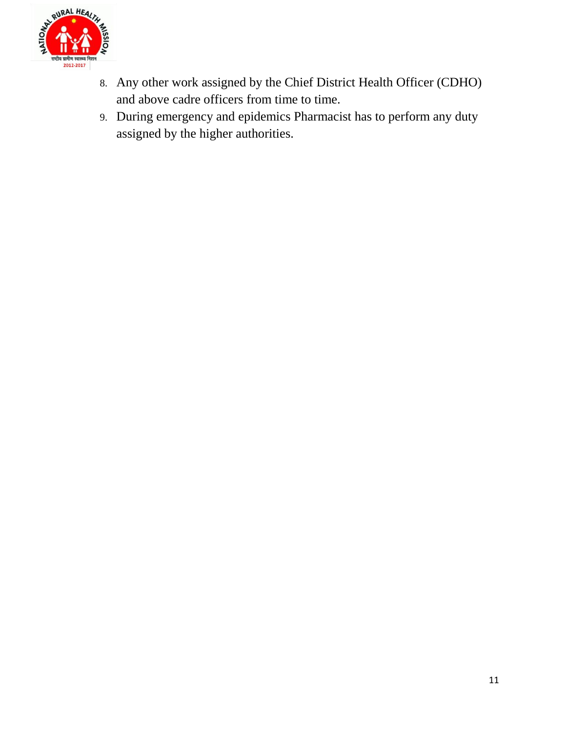8. Any other work assigned by the Chief District Health Officer (CDHO) and above cadre officers from time to time.
9. During emergency and epidemics Pharmacist has to perform any duty assigned by the higher authorities.